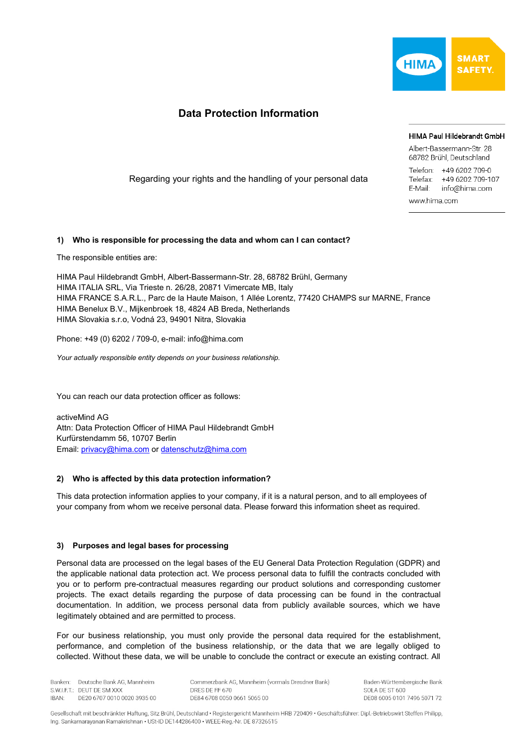# Data Protection Information

**HIMA Paul Hildebrandt GmbH**
Albert-Bassermann-Str. 28
68782 Brühl, Deutschland

Telefon: +49 6202 709-0
Telefax: +49 6202 709-107
E-Mail: info@hima.com

www.hima.com

Regarding your rights and the handling of your personal data

### 1) Who is responsible for processing the data and whom can I can contact?

The responsible entities are:

HIMA Paul Hildebrandt GmbH, Albert-Bassermann-Str. 28, 68782 Brühl, Germany
HIMA ITALIA SRL, Via Trieste n. 26/28, 20871 Vimercate MB, Italy
HIMA FRANCE S.A.R.L., Parc de la Haute Maison, 1 Allée Lorentz, 77420 CHAMPS sur MARNE, France
HIMA Benelux B.V., Mijkenbroek 18, 4824 AB Breda, Netherlands
HIMA Slovakia s.r.o, Vodná 23, 94901 Nitra, Slovakia

Phone: +49 (0) 6202 / 709-0, e-mail: info@hima.com

*Your actually responsible entity depends on your business relationship.*

You can reach our data protection officer as follows:

activeMind AG
Attn: Data Protection Officer of HIMA Paul Hildebrandt GmbH
Kurfürstendamm 56, 10707 Berlin
Email: privacy@hima.com or datenschutz@hima.com

### 2) Who is affected by this data protection information?

This data protection information applies to your company, if it is a natural person, and to all employees of your company from whom we receive personal data. Please forward this information sheet as required.

### 3) Purposes and legal bases for processing

Personal data are processed on the legal bases of the EU General Data Protection Regulation (GDPR) and the applicable national data protection act. We process personal data to fulfill the contracts concluded with you or to perform pre-contractual measures regarding our product solutions and corresponding customer projects. The exact details regarding the purpose of data processing can be found in the contractual documentation. In addition, we process personal data from publicly available sources, which we have legitimately obtained and are permitted to process.

For our business relationship, you must only provide the personal data required for the establishment, performance, and completion of the business relationship, or the data that we are legally obliged to collected. Without these data, we will be unable to conclude the contract or execute an existing contract. All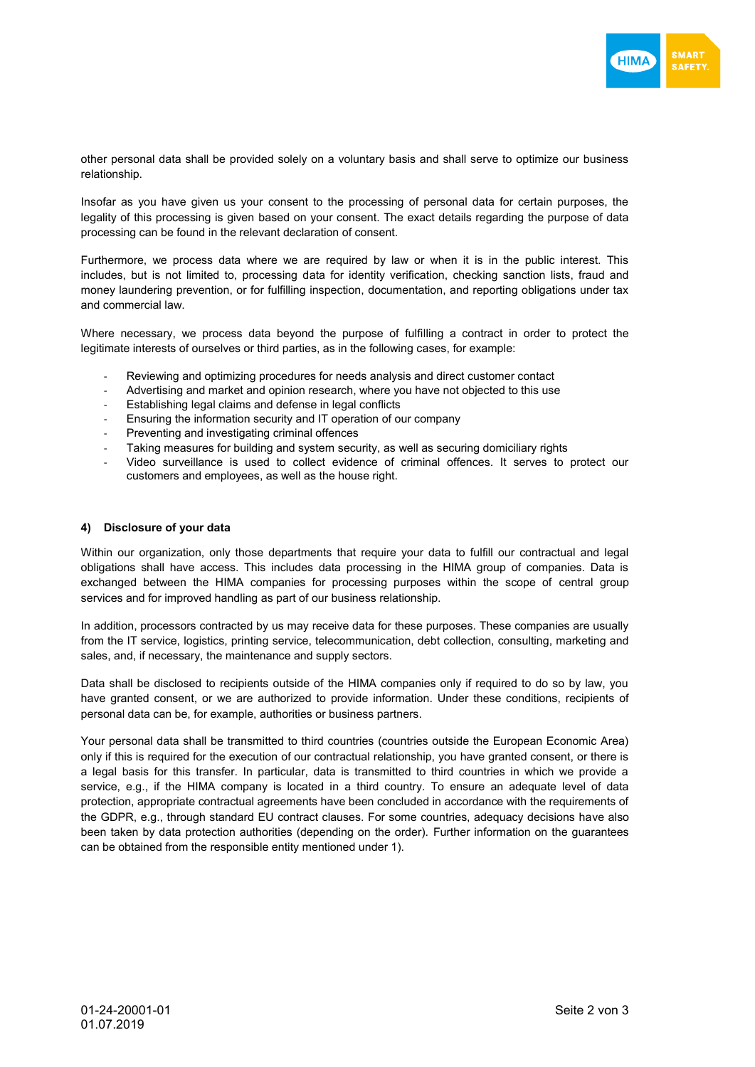other personal data shall be provided solely on a voluntary basis and shall serve to optimize our business relationship.

Insofar as you have given us your consent to the processing of personal data for certain purposes, the legality of this processing is given based on your consent. The exact details regarding the purpose of data processing can be found in the relevant declaration of consent.

Furthermore, we process data where we are required by law or when it is in the public interest. This includes, but is not limited to, processing data for identity verification, checking sanction lists, fraud and money laundering prevention, or for fulfilling inspection, documentation, and reporting obligations under tax and commercial law.

Where necessary, we process data beyond the purpose of fulfilling a contract in order to protect the legitimate interests of ourselves or third parties, as in the following cases, for example:

- Reviewing and optimizing procedures for needs analysis and direct customer contact
- Advertising and market and opinion research, where you have not objected to this use
- Establishing legal claims and defense in legal conflicts
- Ensuring the information security and IT operation of our company
- Preventing and investigating criminal offences
- Taking measures for building and system security, as well as securing domiciliary rights
- Video surveillance is used to collect evidence of criminal offences. It serves to protect our customers and employees, as well as the house right.

## 4) Disclosure of your data

Within our organization, only those departments that require your data to fulfill our contractual and legal obligations shall have access. This includes data processing in the HIMA group of companies. Data is exchanged between the HIMA companies for processing purposes within the scope of central group services and for improved handling as part of our business relationship.

In addition, processors contracted by us may receive data for these purposes. These companies are usually from the IT service, logistics, printing service, telecommunication, debt collection, consulting, marketing and sales, and, if necessary, the maintenance and supply sectors.

Data shall be disclosed to recipients outside of the HIMA companies only if required to do so by law, you have granted consent, or we are authorized to provide information. Under these conditions, recipients of personal data can be, for example, authorities or business partners.

Your personal data shall be transmitted to third countries (countries outside the European Economic Area) only if this is required for the execution of our contractual relationship, you have granted consent, or there is a legal basis for this transfer. In particular, data is transmitted to third countries in which we provide a service, e.g., if the HIMA company is located in a third country. To ensure an adequate level of data protection, appropriate contractual agreements have been concluded in accordance with the requirements of the GDPR, e.g., through standard EU contract clauses. For some countries, adequacy decisions have also been taken by data protection authorities (depending on the order). Further information on the guarantees can be obtained from the responsible entity mentioned under 1).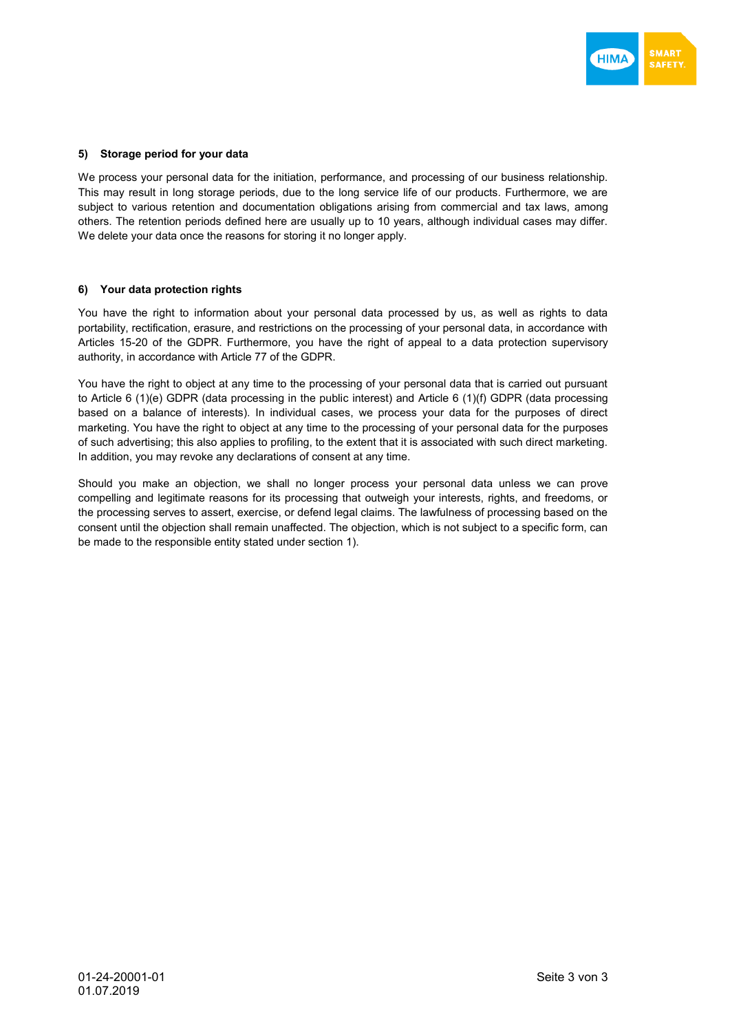## 5) Storage period for your data

We process your personal data for the initiation, performance, and processing of our business relationship. This may result in long storage periods, due to the long service life of our products. Furthermore, we are subject to various retention and documentation obligations arising from commercial and tax laws, among others. The retention periods defined here are usually up to 10 years, although individual cases may differ. We delete your data once the reasons for storing it no longer apply.

## 6) Your data protection rights

You have the right to information about your personal data processed by us, as well as rights to data portability, rectification, erasure, and restrictions on the processing of your personal data, in accordance with Articles 15-20 of the GDPR. Furthermore, you have the right of appeal to a data protection supervisory authority, in accordance with Article 77 of the GDPR.

You have the right to object at any time to the processing of your personal data that is carried out pursuant to Article 6 (1)(e) GDPR (data processing in the public interest) and Article 6 (1)(f) GDPR (data processing based on a balance of interests). In individual cases, we process your data for the purposes of direct marketing. You have the right to object at any time to the processing of your personal data for the purposes of such advertising; this also applies to profiling, to the extent that it is associated with such direct marketing. In addition, you may revoke any declarations of consent at any time.

Should you make an objection, we shall no longer process your personal data unless we can prove compelling and legitimate reasons for its processing that outweigh your interests, rights, and freedoms, or the processing serves to assert, exercise, or defend legal claims. The lawfulness of processing based on the consent until the objection shall remain unaffected. The objection, which is not subject to a specific form, can be made to the responsible entity stated under section 1).

01-24-20001-01
01.07.2019